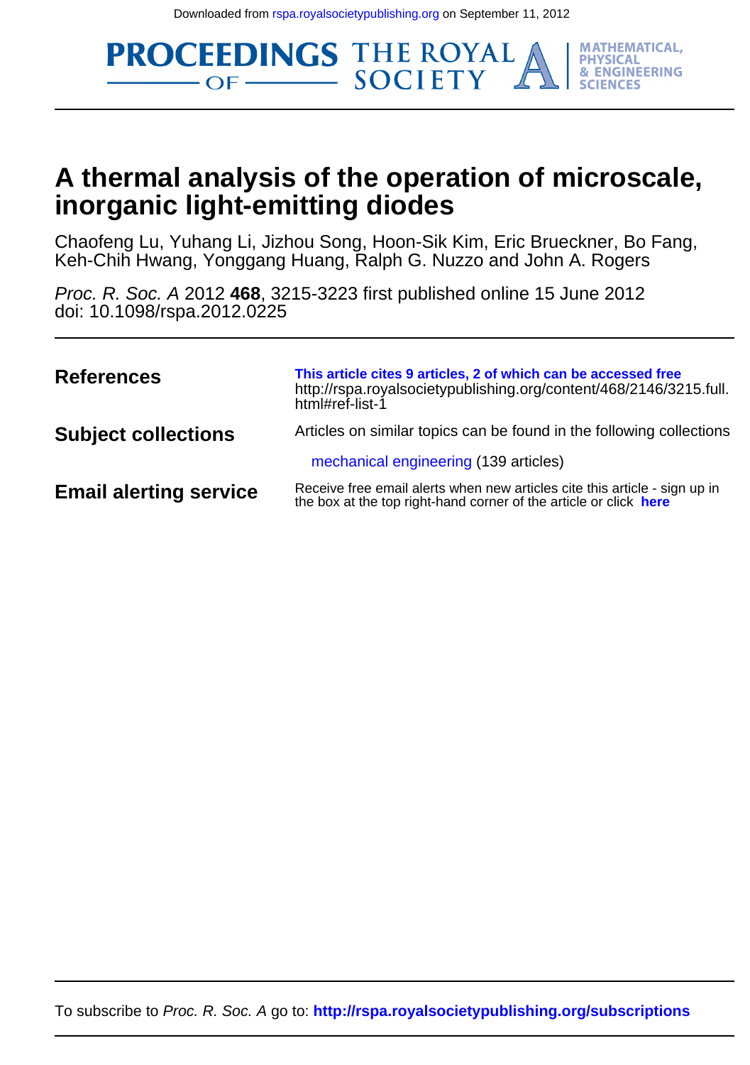Downloaded from rspa.royalsocietypublishing.org on September 11, 2012

PROCEEDINGS OF THE ROYAL SOCIETY A | MATHEMATICAL, PHYSICAL & ENGINEERING SCIENCES

# A thermal analysis of the operation of microscale, inorganic light-emitting diodes

Chaofeng Lu, Yuhang Li, Jizhou Song, Hoon-Sik Kim, Eric Brueckner, Bo Fang, Keh-Chih Hwang, Yonggang Huang, Ralph G. Nuzzo and John A. Rogers

*Proc. R. Soc. A* 2012 **468**, 3215-3223 first published online 15 June 2012
doi: 10.1098/rspa.2012.0225

| | |
|---|---|
| **References** | **This article cites 9 articles, 2 of which can be accessed free** http://rspa.royalsocietypublishing.org/content/468/2146/3215.full.html#ref-list-1 |
| **Subject collections** | Articles on similar topics can be found in the following collections<br>mechanical engineering (139 articles) |
| **Email alerting service** | Receive free email alerts when new articles cite this article - sign up in the box at the top right-hand corner of the article or click **here** |

To subscribe to *Proc. R. Soc. A* go to: **http://rspa.royalsocietypublishing.org/subscriptions**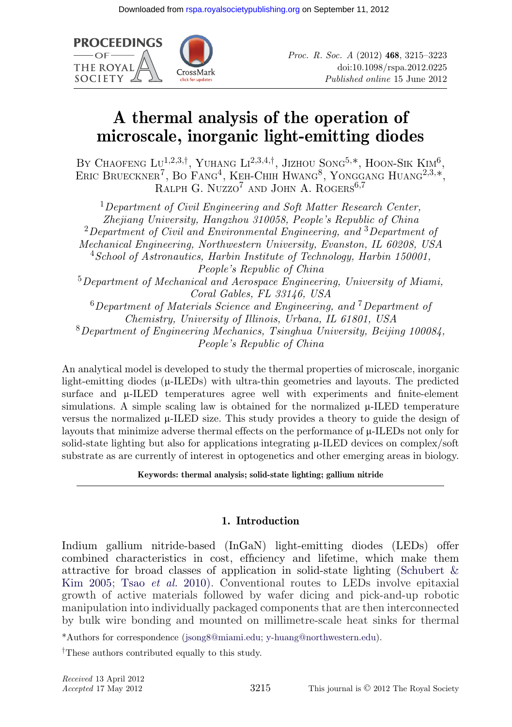# A thermal analysis of the operation of microscale, inorganic light-emitting diodes

By Chaofeng Lu[1,2,3,†], Yuhang Li[2,3,4,†], Jizhou Song[5,*], Hoon-Sik Kim[6], Eric Brueckner[7], Bo Fang[4], Keh-Chih Hwang[8], Yonggang Huang[2,3,*], Ralph G. Nuzzo[7] and John A. Rogers[6,7]

[1]*Department of Civil Engineering and Soft Matter Research Center, Zhejiang University, Hangzhou 310058, People's Republic of China*
[2]*Department of Civil and Environmental Engineering, and* [3]*Department of Mechanical Engineering, Northwestern University, Evanston, IL 60208, USA*
[4]*School of Astronautics, Harbin Institute of Technology, Harbin 150001, People's Republic of China*
[5]*Department of Mechanical and Aerospace Engineering, University of Miami, Coral Gables, FL 33146, USA*
[6]*Department of Materials Science and Engineering, and* [7]*Department of Chemistry, University of Illinois, Urbana, IL 61801, USA*
[8]*Department of Engineering Mechanics, Tsinghua University, Beijing 100084, People's Republic of China*

An analytical model is developed to study the thermal properties of microscale, inorganic light-emitting diodes (μ-ILEDs) with ultra-thin geometries and layouts. The predicted surface and μ-ILED temperatures agree well with experiments and finite-element simulations. A simple scaling law is obtained for the normalized μ-ILED temperature versus the normalized μ-ILED size. This study provides a theory to guide the design of layouts that minimize adverse thermal effects on the performance of μ-ILEDs not only for solid-state lighting but also for applications integrating μ-ILED devices on complex/soft substrate as are currently of interest in optogenetics and other emerging areas in biology.

**Keywords: thermal analysis; solid-state lighting; gallium nitride**

## 1. Introduction

Indium gallium nitride-based (InGaN) light-emitting diodes (LEDs) offer combined characteristics in cost, efficiency and lifetime, which make them attractive for broad classes of application in solid-state lighting (Schubert & Kim 2005; Tsao *et al.* 2010). Conventional routes to LEDs involve epitaxial growth of active materials followed by wafer dicing and pick-and-up robotic manipulation into individually packaged components that are then interconnected by bulk wire bonding and mounted on millimetre-scale heat sinks for thermal

*Authors for correspondence (jsong8@miami.edu; y-huang@northwestern.edu).

†These authors contributed equally to this study.

*Received* 13 April 2012
*Accepted* 17 May 2012

This journal is © 2012 The Royal Society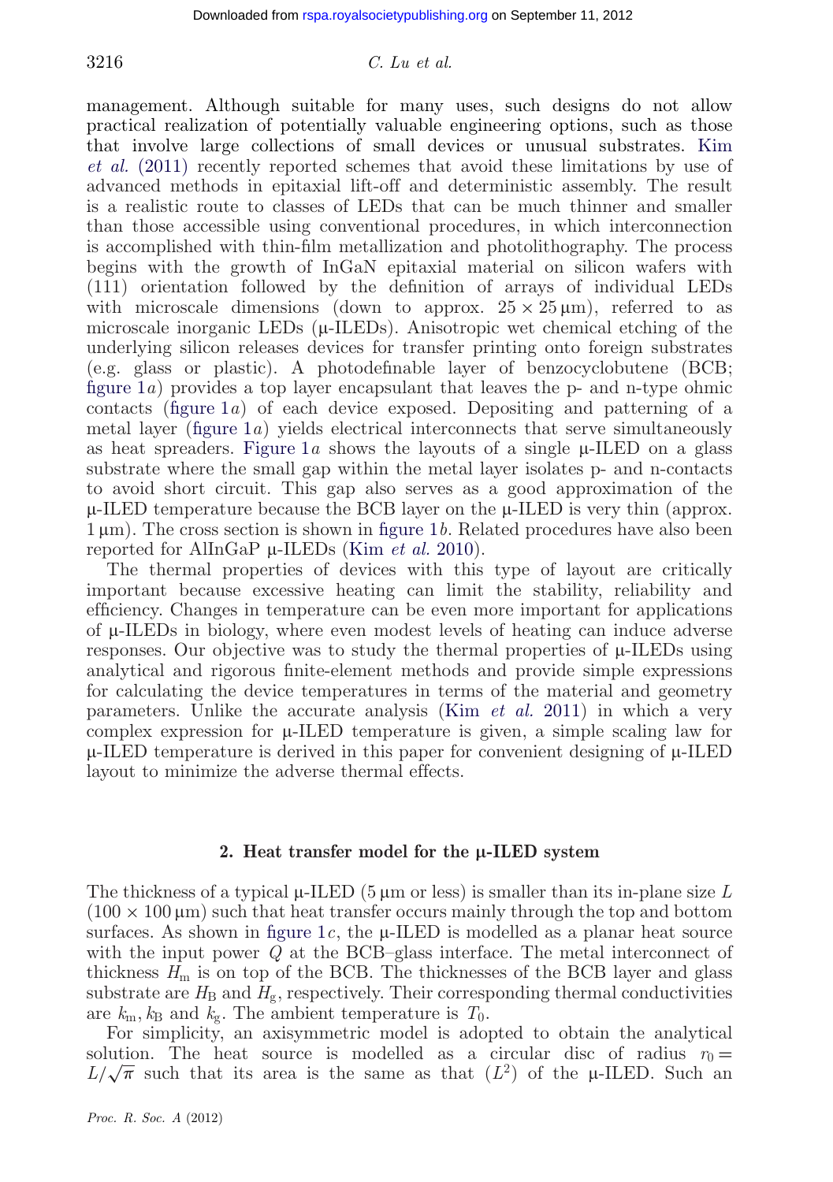management. Although suitable for many uses, such designs do not allow practical realization of potentially valuable engineering options, such as those that involve large collections of small devices or unusual substrates. Kim *et al.* (2011) recently reported schemes that avoid these limitations by use of advanced methods in epitaxial lift-off and deterministic assembly. The result is a realistic route to classes of LEDs that can be much thinner and smaller than those accessible using conventional procedures, in which interconnection is accomplished with thin-film metallization and photolithography. The process begins with the growth of InGaN epitaxial material on silicon wafers with (111) orientation followed by the definition of arrays of individual LEDs with microscale dimensions (down to approx. $25 \times 25\,\mu\text{m}$), referred to as microscale inorganic LEDs (μ-ILEDs). Anisotropic wet chemical etching of the underlying silicon releases devices for transfer printing onto foreign substrates (e.g. glass or plastic). A photodefinable layer of benzocyclobutene (BCB; figure 1*a*) provides a top layer encapsulant that leaves the p- and n-type ohmic contacts (figure 1*a*) of each device exposed. Depositing and patterning of a metal layer (figure 1*a*) yields electrical interconnects that serve simultaneously as heat spreaders. Figure 1*a* shows the layouts of a single μ-ILED on a glass substrate where the small gap within the metal layer isolates p- and n-contacts to avoid short circuit. This gap also serves as a good approximation of the μ-ILED temperature because the BCB layer on the μ-ILED is very thin (approx. $1\,\mu\text{m}$). The cross section is shown in figure 1*b*. Related procedures have also been reported for AlInGaP μ-ILEDs (Kim *et al.* 2010).

The thermal properties of devices with this type of layout are critically important because excessive heating can limit the stability, reliability and efficiency. Changes in temperature can be even more important for applications of μ-ILEDs in biology, where even modest levels of heating can induce adverse responses. Our objective was to study the thermal properties of μ-ILEDs using analytical and rigorous finite-element methods and provide simple expressions for calculating the device temperatures in terms of the material and geometry parameters. Unlike the accurate analysis (Kim *et al.* 2011) in which a very complex expression for μ-ILED temperature is given, a simple scaling law for μ-ILED temperature is derived in this paper for convenient designing of μ-ILED layout to minimize the adverse thermal effects.

## 2. Heat transfer model for the μ-ILED system

The thickness of a typical μ-ILED ($5\,\mu\text{m}$ or less) is smaller than its in-plane size $L$ ($100 \times 100\,\mu\text{m}$) such that heat transfer occurs mainly through the top and bottom surfaces. As shown in figure 1*c*, the μ-ILED is modelled as a planar heat source with the input power $Q$ at the BCB–glass interface. The metal interconnect of thickness $H_\text{m}$ is on top of the BCB. The thicknesses of the BCB layer and glass substrate are $H_\text{B}$ and $H_\text{g}$, respectively. Their corresponding thermal conductivities are $k_\text{m}, k_\text{B}$ and $k_\text{g}$. The ambient temperature is $T_0$.

For simplicity, an axisymmetric model is adopted to obtain the analytical solution. The heat source is modelled as a circular disc of radius $r_0 = L/\sqrt{\pi}$ such that its area is the same as that ($L^2$) of the μ-ILED. Such an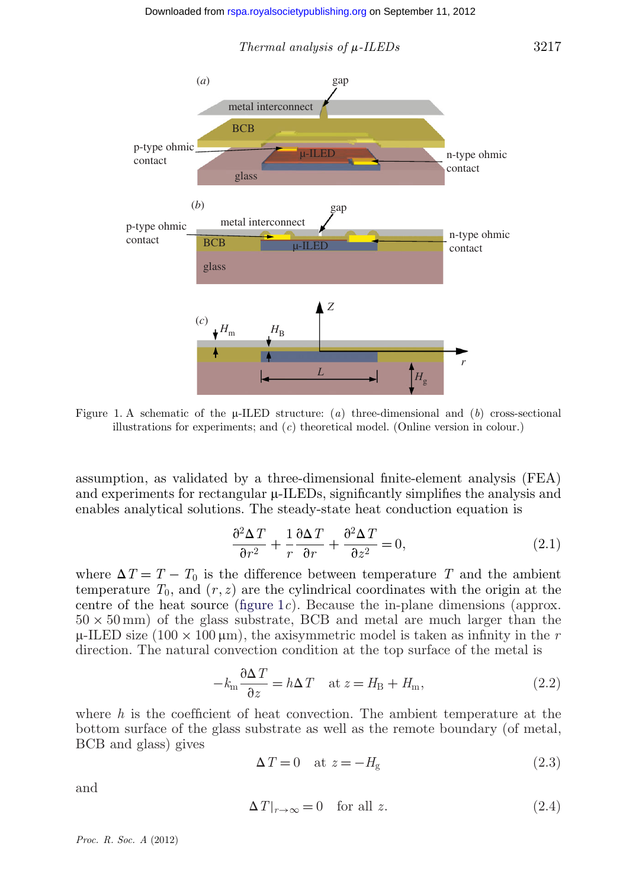Figure 1. A schematic of the μ-ILED structure: (*a*) three-dimensional and (*b*) cross-sectional illustrations for experiments; and (*c*) theoretical model. (Online version in colour.)

assumption, as validated by a three-dimensional finite-element analysis (FEA) and experiments for rectangular μ-ILEDs, significantly simplifies the analysis and enables analytical solutions. The steady-state heat conduction equation is

$$\frac{\partial^2 \Delta T}{\partial r^2} + \frac{1}{r}\frac{\partial \Delta T}{\partial r} + \frac{\partial^2 \Delta T}{\partial z^2} = 0, \tag{2.1}$$

where $\Delta T = T - T_0$ is the difference between temperature $T$ and the ambient temperature $T_0$, and $(r, z)$ are the cylindrical coordinates with the origin at the centre of the heat source (figure 1*c*). Because the in-plane dimensions (approx. $50 \times 50$ mm) of the glass substrate, BCB and metal are much larger than the μ-ILED size ($100 \times 100$ μm), the axisymmetric model is taken as infinity in the $r$ direction. The natural convection condition at the top surface of the metal is

$$-k_{\mathrm{m}} \frac{\partial \Delta T}{\partial z} = h \Delta T \quad \text{at } z = H_{\mathrm{B}} + H_{\mathrm{m}}, \tag{2.2}$$

where $h$ is the coefficient of heat convection. The ambient temperature at the bottom surface of the glass substrate as well as the remote boundary (of metal, BCB and glass) gives

$$\Delta T = 0 \quad \text{at } z = -H_{\mathrm{g}} \tag{2.3}$$

and

$$\Delta T|_{r \to \infty} = 0 \quad \text{for all } z. \tag{2.4}$$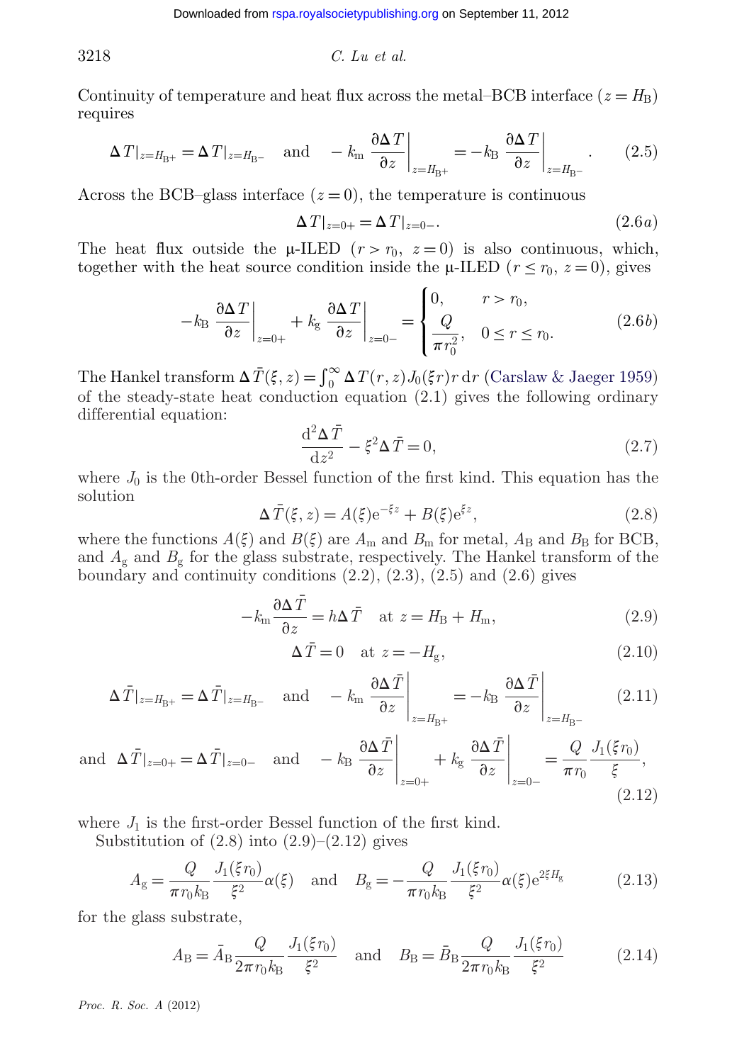Continuity of temperature and heat flux across the metal–BCB interface ($z = H_{\mathrm{B}}$) requires

$$\Delta T|_{z=H_{\mathrm{B}+}} = \Delta T|_{z=H_{\mathrm{B}-}} \quad \text{and} \quad -k_{\mathrm{m}} \left.\frac{\partial \Delta T}{\partial z}\right|_{z=H_{\mathrm{B}+}} = -k_{\mathrm{B}} \left.\frac{\partial \Delta T}{\partial z}\right|_{z=H_{\mathrm{B}-}}. \tag{2.5}$$

Across the BCB–glass interface ($z = 0$), the temperature is continuous

$$\Delta T|_{z=0+} = \Delta T|_{z=0-}. \tag{2.6a}$$

The heat flux outside the μ-ILED ($r > r_0$, $z = 0$) is also continuous, which, together with the heat source condition inside the μ-ILED ($r \le r_0$, $z = 0$), gives

$$-k_{\mathrm{B}} \left.\frac{\partial \Delta T}{\partial z}\right|_{z=0+} + k_{\mathrm{g}} \left.\frac{\partial \Delta T}{\partial z}\right|_{z=0-} = \begin{cases} 0, & r > r_0, \\ \dfrac{Q}{\pi r_0^2}, & 0 \le r \le r_0. \end{cases} \tag{2.6b}$$

The Hankel transform $\Delta \bar{T}(\xi, z) = \int_0^\infty \Delta T(r, z) J_0(\xi r) r \, \mathrm{d}r$ (Carslaw & Jaeger 1959) of the steady-state heat conduction equation (2.1) gives the following ordinary differential equation:

$$\frac{\mathrm{d}^2 \Delta \bar{T}}{\mathrm{d}z^2} - \xi^2 \Delta \bar{T} = 0, \tag{2.7}$$

where $J_0$ is the 0th-order Bessel function of the first kind. This equation has the solution

$$\Delta \bar{T}(\xi, z) = A(\xi) \mathrm{e}^{-\xi z} + B(\xi) \mathrm{e}^{\xi z}, \tag{2.8}$$

where the functions $A(\xi)$ and $B(\xi)$ are $A_{\mathrm{m}}$ and $B_{\mathrm{m}}$ for metal, $A_{\mathrm{B}}$ and $B_{\mathrm{B}}$ for BCB, and $A_{\mathrm{g}}$ and $B_{\mathrm{g}}$ for the glass substrate, respectively. The Hankel transform of the boundary and continuity conditions (2.2), (2.3), (2.5) and (2.6) gives

$$-k_{\mathrm{m}} \frac{\partial \Delta \bar{T}}{\partial z} = h \Delta \bar{T} \quad \text{at } z = H_{\mathrm{B}} + H_{\mathrm{m}}, \tag{2.9}$$

$$\Delta \bar{T} = 0 \quad \text{at } z = -H_{\mathrm{g}}, \tag{2.10}$$

$$\Delta \bar{T}|_{z=H_{\mathrm{B}+}} = \Delta \bar{T}|_{z=H_{\mathrm{B}-}} \quad \text{and} \quad -k_{\mathrm{m}} \left.\frac{\partial \Delta \bar{T}}{\partial z}\right|_{z=H_{\mathrm{B}+}} = -k_{\mathrm{B}} \left.\frac{\partial \Delta \bar{T}}{\partial z}\right|_{z=H_{\mathrm{B}-}} \tag{2.11}$$

$$\text{and} \quad \Delta \bar{T}|_{z=0+} = \Delta \bar{T}|_{z=0-} \quad \text{and} \quad -k_{\mathrm{B}} \left.\frac{\partial \Delta \bar{T}}{\partial z}\right|_{z=0+} + k_{\mathrm{g}} \left.\frac{\partial \Delta \bar{T}}{\partial z}\right|_{z=0-} = \frac{Q}{\pi r_0} \frac{J_1(\xi r_0)}{\xi}, \tag{2.12}$$

where $J_1$ is the first-order Bessel function of the first kind.

Substitution of (2.8) into (2.9)–(2.12) gives

$$A_{\mathrm{g}} = \frac{Q}{\pi r_0 k_{\mathrm{B}}} \frac{J_1(\xi r_0)}{\xi^2} \alpha(\xi) \quad \text{and} \quad B_{\mathrm{g}} = -\frac{Q}{\pi r_0 k_{\mathrm{B}}} \frac{J_1(\xi r_0)}{\xi^2} \alpha(\xi) \mathrm{e}^{2\xi H_{\mathrm{g}}} \tag{2.13}$$

for the glass substrate,

$$A_{\mathrm{B}} = \bar{A}_{\mathrm{B}} \frac{Q}{2\pi r_0 k_{\mathrm{B}}} \frac{J_1(\xi r_0)}{\xi^2} \quad \text{and} \quad B_{\mathrm{B}} = \bar{B}_{\mathrm{B}} \frac{Q}{2\pi r_0 k_{\mathrm{B}}} \frac{J_1(\xi r_0)}{\xi^2} \tag{2.14}$$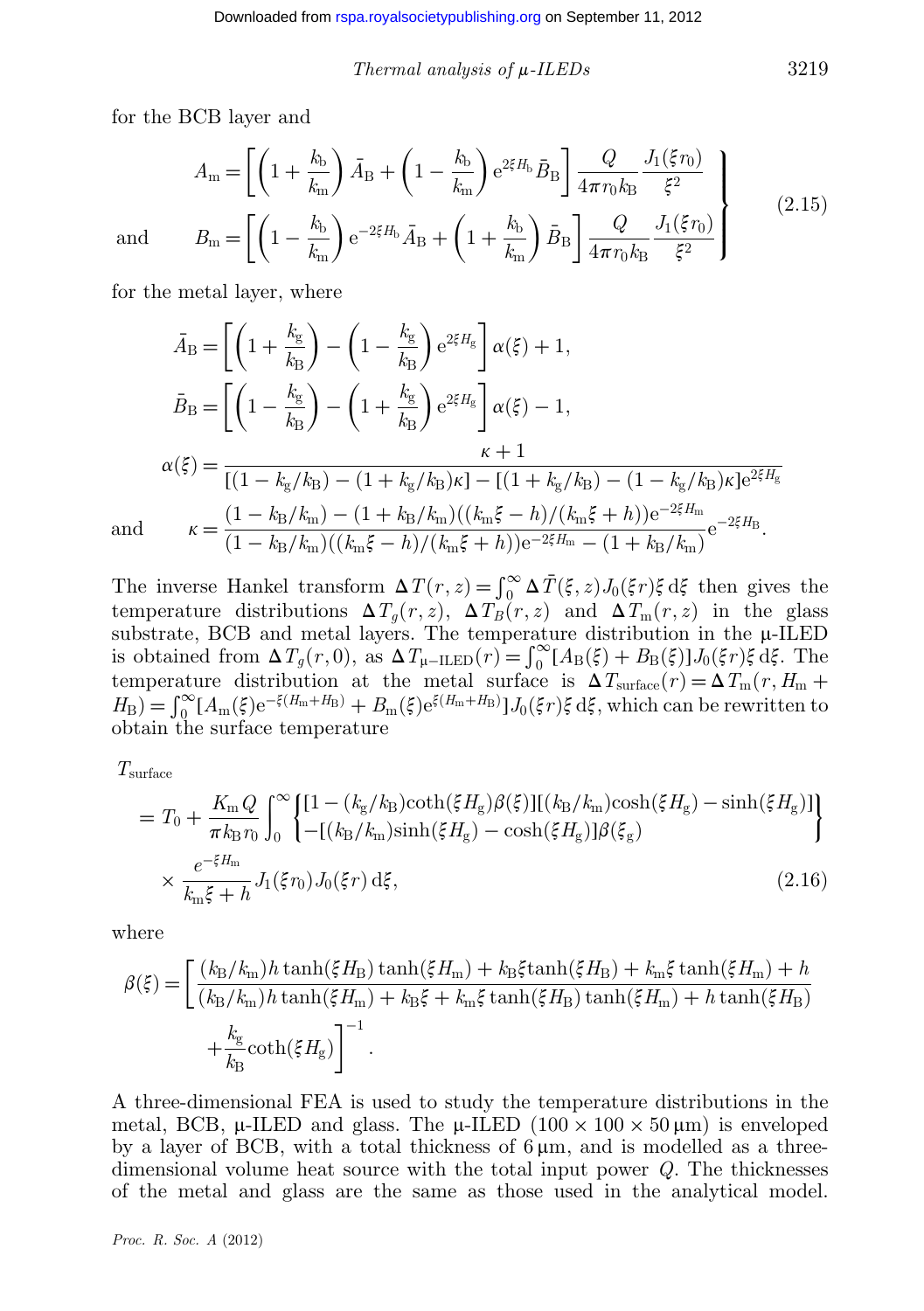for the BCB layer and

$$
\left.
\begin{aligned}
A_{\mathrm{m}} &= \left[\left(1+\frac{k_{\mathrm{b}}}{k_{\mathrm{m}}}\right)\bar{A}_{\mathrm{B}} + \left(1-\frac{k_{\mathrm{b}}}{k_{\mathrm{m}}}\right)\mathrm{e}^{2\xi H_{\mathrm{b}}}\bar{B}_{\mathrm{B}}\right]\frac{Q}{4\pi r_0 k_{\mathrm{B}}}\frac{J_1(\xi r_0)}{\xi^2}\\
\text{and}\qquad B_{\mathrm{m}} &= \left[\left(1-\frac{k_{\mathrm{b}}}{k_{\mathrm{m}}}\right)\mathrm{e}^{-2\xi H_{\mathrm{b}}}\bar{A}_{\mathrm{B}} + \left(1+\frac{k_{\mathrm{b}}}{k_{\mathrm{m}}}\right)\bar{B}_{\mathrm{B}}\right]\frac{Q}{4\pi r_0 k_{\mathrm{B}}}\frac{J_1(\xi r_0)}{\xi^2}
\end{aligned}
\right\}
\tag{2.15}
$$

for the metal layer, where

$$
\begin{aligned}
\bar{A}_{\mathrm{B}} &= \left[\left(1+\frac{k_{\mathrm{g}}}{k_{\mathrm{B}}}\right) - \left(1-\frac{k_{\mathrm{g}}}{k_{\mathrm{B}}}\right)\mathrm{e}^{2\xi H_{\mathrm{g}}}\right]\alpha(\xi) + 1,\\
\bar{B}_{\mathrm{B}} &= \left[\left(1-\frac{k_{\mathrm{g}}}{k_{\mathrm{B}}}\right) - \left(1+\frac{k_{\mathrm{g}}}{k_{\mathrm{B}}}\right)\mathrm{e}^{2\xi H_{\mathrm{g}}}\right]\alpha(\xi) - 1,\\
\alpha(\xi) &= \frac{\kappa+1}{[(1-k_{\mathrm{g}}/k_{\mathrm{B}}) - (1+k_{\mathrm{g}}/k_{\mathrm{B}})\kappa] - [(1+k_{\mathrm{g}}/k_{\mathrm{B}}) - (1-k_{\mathrm{g}}/k_{\mathrm{B}})\kappa]\mathrm{e}^{2\xi H_{\mathrm{g}}}}\\
\text{and}\qquad \kappa &= \frac{(1-k_{\mathrm{B}}/k_{\mathrm{m}}) - (1+k_{\mathrm{B}}/k_{\mathrm{m}})((k_{\mathrm{m}}\xi - h)/(k_{\mathrm{m}}\xi + h))\mathrm{e}^{-2\xi H_{\mathrm{m}}}}{(1-k_{\mathrm{B}}/k_{\mathrm{m}})((k_{\mathrm{m}}\xi - h)/(k_{\mathrm{m}}\xi + h))\mathrm{e}^{-2\xi H_{\mathrm{m}}} - (1+k_{\mathrm{B}}/k_{\mathrm{m}})}\mathrm{e}^{-2\xi H_{\mathrm{B}}}.
\end{aligned}
$$

The inverse Hankel transform $\Delta T(r,z) = \int_0^\infty \Delta \bar{T}(\xi,z) J_0(\xi r)\xi\,\mathrm{d}\xi$ then gives the temperature distributions $\Delta T_g(r,z)$, $\Delta T_B(r,z)$ and $\Delta T_{\mathrm{m}}(r,z)$ in the glass substrate, BCB and metal layers. The temperature distribution in the μ-ILED is obtained from $\Delta T_g(r,0)$, as $\Delta T_{\mu\text{-ILED}}(r) = \int_0^\infty [A_{\mathrm{B}}(\xi) + B_{\mathrm{B}}(\xi)] J_0(\xi r)\xi\,\mathrm{d}\xi$. The temperature distribution at the metal surface is $\Delta T_{\mathrm{surface}}(r) = \Delta T_{\mathrm{m}}(r, H_{\mathrm{m}} + H_{\mathrm{B}}) = \int_0^\infty [A_{\mathrm{m}}(\xi)\mathrm{e}^{-\xi(H_{\mathrm{m}}+H_{\mathrm{B}})} + B_{\mathrm{m}}(\xi)\mathrm{e}^{\xi(H_{\mathrm{m}}+H_{\mathrm{B}})}] J_0(\xi r)\xi\,\mathrm{d}\xi$, which can be rewritten to obtain the surface temperature

$$
\begin{aligned}
T_{\mathrm{surface}}
&= T_0 + \frac{K_{\mathrm{m}} Q}{\pi k_{\mathrm{B}} r_0}\int_0^\infty \left\{ \begin{aligned}&[1-(k_{\mathrm{g}}/k_{\mathrm{B}})\coth(\xi H_{\mathrm{g}})\beta(\xi)][(k_{\mathrm{B}}/k_{\mathrm{m}})\cosh(\xi H_{\mathrm{g}}) - \sinh(\xi H_{\mathrm{g}})]\\ &-[(k_{\mathrm{B}}/k_{\mathrm{m}})\sinh(\xi H_{\mathrm{g}}) - \cosh(\xi H_{\mathrm{g}})]\beta(\xi_{\mathrm{g}})\end{aligned}\right\}\\
&\quad\times \frac{e^{-\xi H_{\mathrm{m}}}}{k_{\mathrm{m}}\xi + h} J_1(\xi r_0) J_0(\xi r)\,\mathrm{d}\xi,
\end{aligned}
\tag{2.16}
$$

where

$$
\beta(\xi) = \left[\frac{(k_{\mathrm{B}}/k_{\mathrm{m}})h\tanh(\xi H_{\mathrm{B}})\tanh(\xi H_{\mathrm{m}}) + k_{\mathrm{B}}\xi\tanh(\xi H_{\mathrm{B}}) + k_{\mathrm{m}}\xi\tanh(\xi H_{\mathrm{m}}) + h}{(k_{\mathrm{B}}/k_{\mathrm{m}})h\tanh(\xi H_{\mathrm{m}}) + k_{\mathrm{B}}\xi + k_{\mathrm{m}}\xi\tanh(\xi H_{\mathrm{B}})\tanh(\xi H_{\mathrm{m}}) + h\tanh(\xi H_{\mathrm{B}})} + \frac{k_{\mathrm{g}}}{k_{\mathrm{B}}}\coth(\xi H_{\mathrm{g}})\right]^{-1}.
$$

A three-dimensional FEA is used to study the temperature distributions in the metal, BCB, μ-ILED and glass. The μ-ILED ($100\times100\times50\,\mu\mathrm{m}$) is enveloped by a layer of BCB, with a total thickness of $6\,\mu\mathrm{m}$, and is modelled as a three-dimensional volume heat source with the total input power $Q$. The thicknesses of the metal and glass are the same as those used in the analytical model.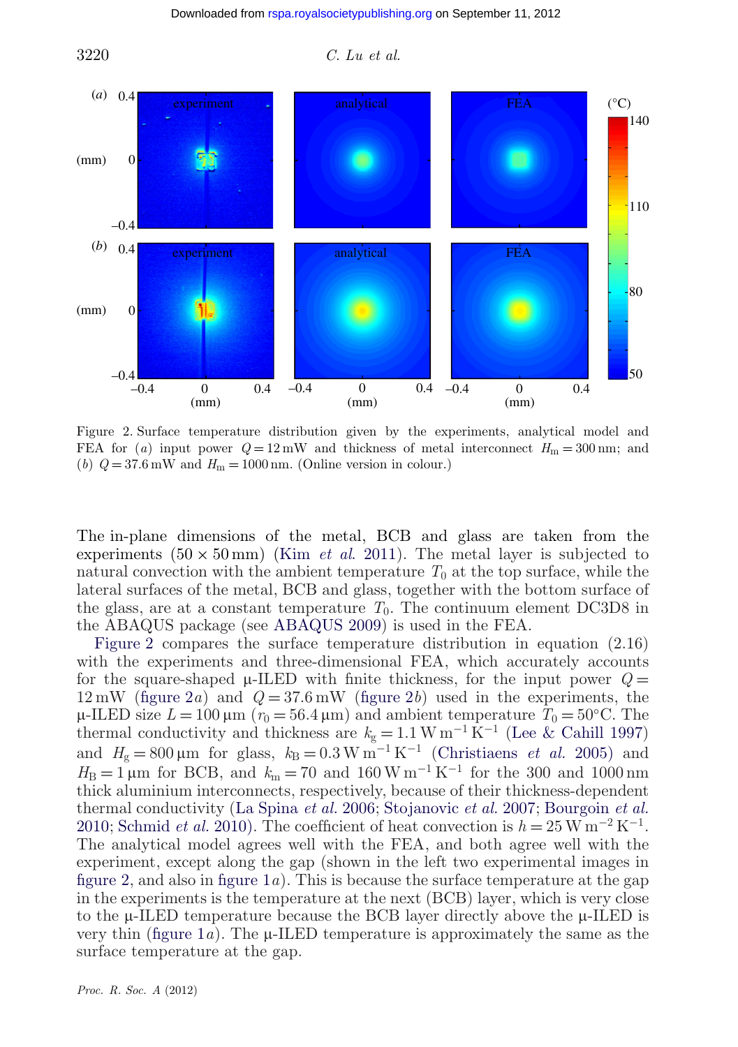Figure 2. Surface temperature distribution given by the experiments, analytical model and FEA for (*a*) input power $Q = 12\,\text{mW}$ and thickness of metal interconnect $H_m = 300\,\text{nm}$; and (*b*) $Q = 37.6\,\text{mW}$ and $H_m = 1000\,\text{nm}$. (Online version in colour.)

The in-plane dimensions of the metal, BCB and glass are taken from the experiments ($50 \times 50\,\text{mm}$) (Kim *et al.* 2011). The metal layer is subjected to natural convection with the ambient temperature $T_0$ at the top surface, while the lateral surfaces of the metal, BCB and glass, together with the bottom surface of the glass, are at a constant temperature $T_0$. The continuum element DC3D8 in the ABAQUS package (see ABAQUS 2009) is used in the FEA.

Figure 2 compares the surface temperature distribution in equation (2.16) with the experiments and three-dimensional FEA, which accurately accounts for the square-shaped μ-ILED with finite thickness, for the input power $Q = 12\,\text{mW}$ (figure 2*a*) and $Q = 37.6\,\text{mW}$ (figure 2*b*) used in the experiments, the μ-ILED size $L = 100\,\mu\text{m}$ ($r_0 = 56.4\,\mu\text{m}$) and ambient temperature $T_0 = 50°\text{C}$. The thermal conductivity and thickness are $k_g = 1.1\,\text{W}\,\text{m}^{-1}\,\text{K}^{-1}$ (Lee & Cahill 1997) and $H_g = 800\,\mu\text{m}$ for glass, $k_B = 0.3\,\text{W}\,\text{m}^{-1}\,\text{K}^{-1}$ (Christiaens *et al.* 2005) and $H_B = 1\,\mu\text{m}$ for BCB, and $k_m = 70$ and $160\,\text{W}\,\text{m}^{-1}\,\text{K}^{-1}$ for the 300 and 1000 nm thick aluminium interconnects, respectively, because of their thickness-dependent thermal conductivity (La Spina *et al.* 2006; Stojanovic *et al.* 2007; Bourgoin *et al.* 2010; Schmid *et al.* 2010). The coefficient of heat convection is $h = 25\,\text{W}\,\text{m}^{-2}\,\text{K}^{-1}$. The analytical model agrees well with the FEA, and both agree well with the experiment, except along the gap (shown in the left two experimental images in figure 2, and also in figure 1*a*). This is because the surface temperature at the gap in the experiments is the temperature at the next (BCB) layer, which is very close to the μ-ILED temperature because the BCB layer directly above the μ-ILED is very thin (figure 1*a*). The μ-ILED temperature is approximately the same as the surface temperature at the gap.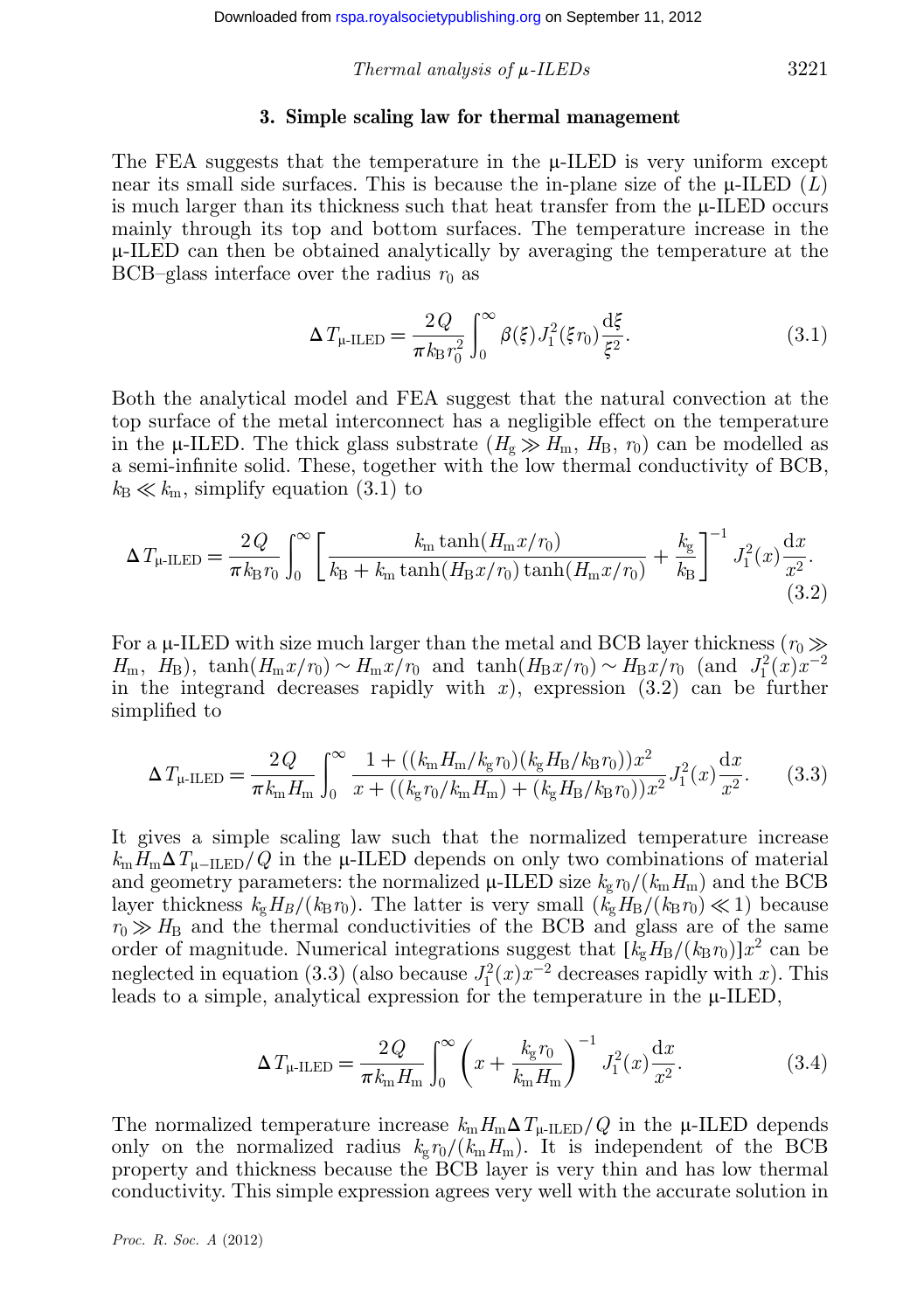## 3. Simple scaling law for thermal management

The FEA suggests that the temperature in the μ-ILED is very uniform except near its small side surfaces. This is because the in-plane size of the μ-ILED ($L$) is much larger than its thickness such that heat transfer from the μ-ILED occurs mainly through its top and bottom surfaces. The temperature increase in the μ-ILED can then be obtained analytically by averaging the temperature at the BCB–glass interface over the radius $r_0$ as

$$\Delta T_{\mu\text{-ILED}} = \frac{2Q}{\pi k_{\mathrm{B}} r_0^2} \int_0^\infty \beta(\xi) J_1^2(\xi r_0) \frac{\mathrm{d}\xi}{\xi^2}. \tag{3.1}$$

Both the analytical model and FEA suggest that the natural convection at the top surface of the metal interconnect has a negligible effect on the temperature in the μ-ILED. The thick glass substrate ($H_{\mathrm{g}} \gg H_{\mathrm{m}}$, $H_{\mathrm{B}}$, $r_0$) can be modelled as a semi-infinite solid. These, together with the low thermal conductivity of BCB, $k_{\mathrm{B}} \ll k_{\mathrm{m}}$, simplify equation (3.1) to

$$\Delta T_{\mu\text{-ILED}} = \frac{2Q}{\pi k_{\mathrm{B}} r_0} \int_0^\infty \left[ \frac{k_{\mathrm{m}} \tanh(H_{\mathrm{m}} x/r_0)}{k_{\mathrm{B}} + k_{\mathrm{m}} \tanh(H_{\mathrm{B}} x/r_0) \tanh(H_{\mathrm{m}} x/r_0)} + \frac{k_{\mathrm{g}}}{k_{\mathrm{B}}} \right]^{-1} J_1^2(x) \frac{\mathrm{d}x}{x^2}. \tag{3.2}$$

For a μ-ILED with size much larger than the metal and BCB layer thickness ($r_0 \gg H_{\mathrm{m}}$, $H_{\mathrm{B}}$), $\tanh(H_{\mathrm{m}} x/r_0) \sim H_{\mathrm{m}} x/r_0$ and $\tanh(H_{\mathrm{B}} x/r_0) \sim H_{\mathrm{B}} x/r_0$ (and $J_1^2(x) x^{-2}$ in the integrand decreases rapidly with $x$), expression (3.2) can be further simplified to

$$\Delta T_{\mu\text{-ILED}} = \frac{2Q}{\pi k_{\mathrm{m}} H_{\mathrm{m}}} \int_0^\infty \frac{1 + ((k_{\mathrm{m}} H_{\mathrm{m}}/k_{\mathrm{g}} r_0)(k_{\mathrm{g}} H_{\mathrm{B}}/k_{\mathrm{B}} r_0)) x^2}{x + ((k_{\mathrm{g}} r_0/k_{\mathrm{m}} H_{\mathrm{m}}) + (k_{\mathrm{g}} H_{\mathrm{B}}/k_{\mathrm{B}} r_0)) x^2} J_1^2(x) \frac{\mathrm{d}x}{x^2}. \tag{3.3}$$

It gives a simple scaling law such that the normalized temperature increase $k_{\mathrm{m}} H_{\mathrm{m}} \Delta T_{\mu-\mathrm{ILED}}/Q$ in the μ-ILED depends on only two combinations of material and geometry parameters: the normalized μ-ILED size $k_{\mathrm{g}} r_0/(k_{\mathrm{m}} H_{\mathrm{m}})$ and the BCB layer thickness $k_{\mathrm{g}} H_B/(k_{\mathrm{B}} r_0)$. The latter is very small ($k_{\mathrm{g}} H_{\mathrm{B}}/(k_{\mathrm{B}} r_0) \ll 1$) because $r_0 \gg H_{\mathrm{B}}$ and the thermal conductivities of the BCB and glass are of the same order of magnitude. Numerical integrations suggest that $[k_{\mathrm{g}} H_{\mathrm{B}}/(k_{\mathrm{B}} r_0)] x^2$ can be neglected in equation (3.3) (also because $J_1^2(x) x^{-2}$ decreases rapidly with $x$). This leads to a simple, analytical expression for the temperature in the μ-ILED,

$$\Delta T_{\mu\text{-ILED}} = \frac{2Q}{\pi k_{\mathrm{m}} H_{\mathrm{m}}} \int_0^\infty \left( x + \frac{k_{\mathrm{g}} r_0}{k_{\mathrm{m}} H_{\mathrm{m}}} \right)^{-1} J_1^2(x) \frac{\mathrm{d}x}{x^2}. \tag{3.4}$$

The normalized temperature increase $k_{\mathrm{m}} H_{\mathrm{m}} \Delta T_{\mu\text{-ILED}}/Q$ in the μ-ILED depends only on the normalized radius $k_{\mathrm{g}} r_0/(k_{\mathrm{m}} H_{\mathrm{m}})$. It is independent of the BCB property and thickness because the BCB layer is very thin and has low thermal conductivity. This simple expression agrees very well with the accurate solution in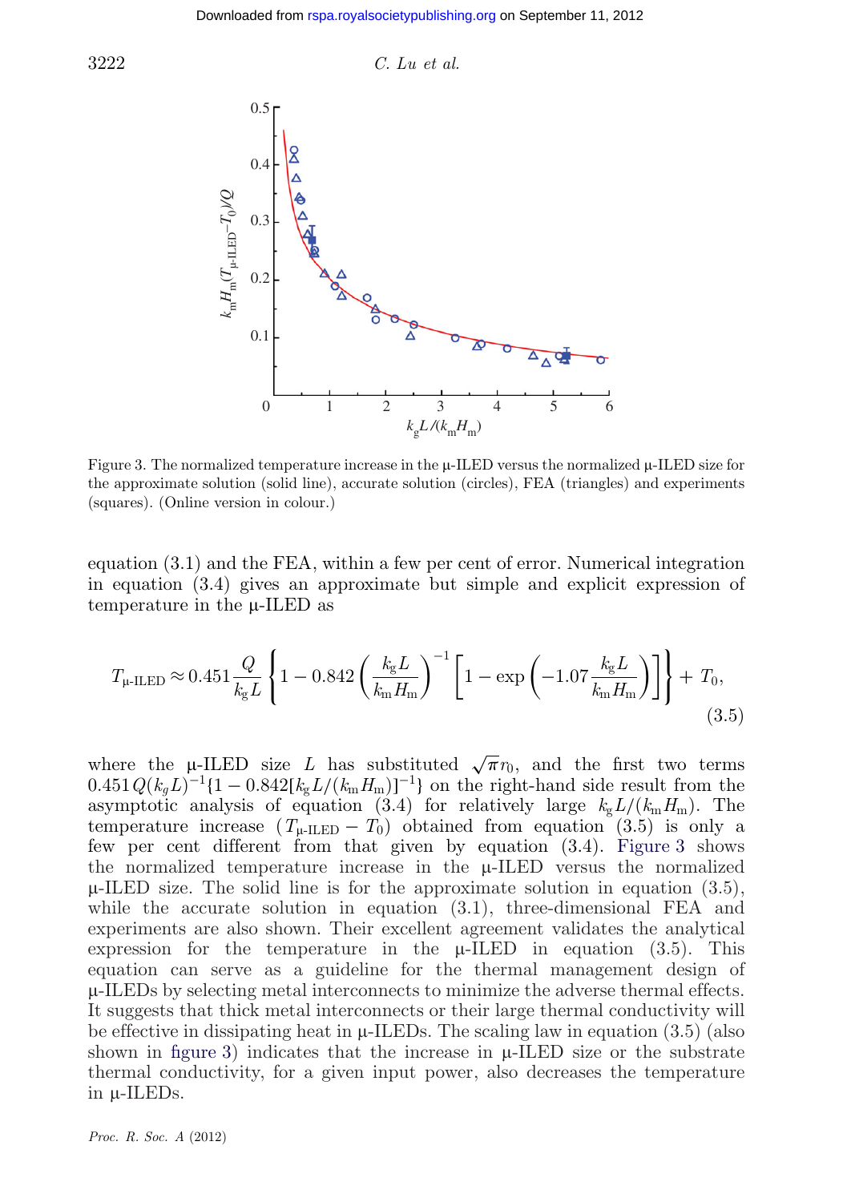Figure 3. The normalized temperature increase in the μ-ILED versus the normalized μ-ILED size for the approximate solution (solid line), accurate solution (circles), FEA (triangles) and experiments (squares). (Online version in colour.)

equation (3.1) and the FEA, within a few per cent of error. Numerical integration in equation (3.4) gives an approximate but simple and explicit expression of temperature in the μ-ILED as

$$T_{\mu\text{-ILED}} \approx 0.451 \frac{Q}{k_g L} \left\{ 1 - 0.842 \left( \frac{k_g L}{k_m H_m} \right)^{-1} \left[ 1 - \exp\left( -1.07 \frac{k_g L}{k_m H_m} \right) \right] \right\} + T_0, \tag{3.5}$$

where the μ-ILED size $L$ has substituted $\sqrt{\pi} r_0$, and the first two terms $0.451 Q (k_g L)^{-1} \{1 - 0.842 [k_g L/(k_m H_m)]^{-1}\}$ on the right-hand side result from the asymptotic analysis of equation (3.4) for relatively large $k_g L/(k_m H_m)$. The temperature increase ($T_{\mu\text{-ILED}} - T_0$) obtained from equation (3.5) is only a few per cent different from that given by equation (3.4). Figure 3 shows the normalized temperature increase in the μ-ILED versus the normalized μ-ILED size. The solid line is for the approximate solution in equation (3.5), while the accurate solution in equation (3.1), three-dimensional FEA and experiments are also shown. Their excellent agreement validates the analytical expression for the temperature in the μ-ILED in equation (3.5). This equation can serve as a guideline for the thermal management design of μ-ILEDs by selecting metal interconnects to minimize the adverse thermal effects. It suggests that thick metal interconnects or their large thermal conductivity will be effective in dissipating heat in μ-ILEDs. The scaling law in equation (3.5) (also shown in figure 3) indicates that the increase in μ-ILED size or the substrate thermal conductivity, for a given input power, also decreases the temperature in μ-ILEDs.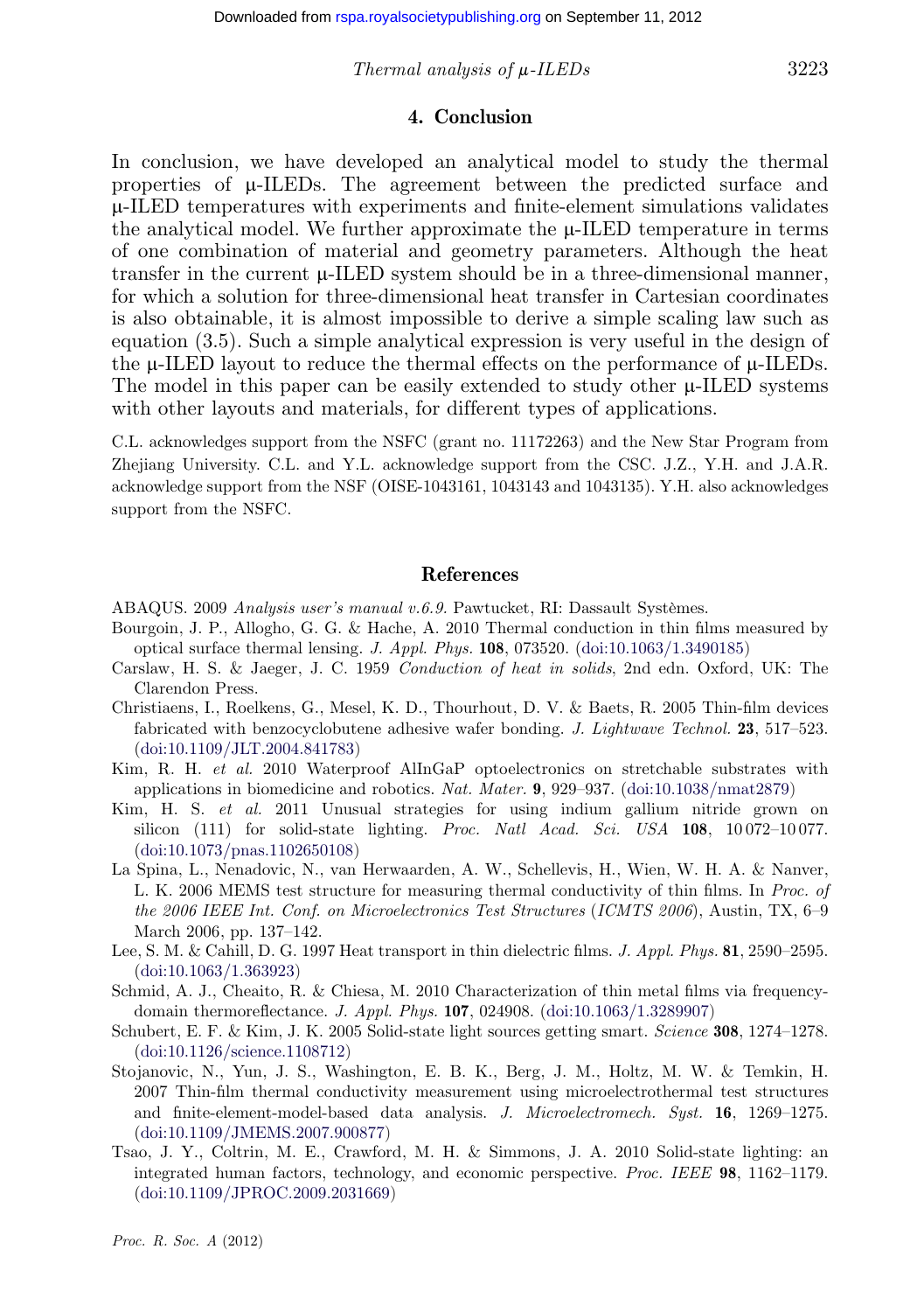## 4. Conclusion

In conclusion, we have developed an analytical model to study the thermal properties of μ-ILEDs. The agreement between the predicted surface and μ-ILED temperatures with experiments and finite-element simulations validates the analytical model. We further approximate the μ-ILED temperature in terms of one combination of material and geometry parameters. Although the heat transfer in the current μ-ILED system should be in a three-dimensional manner, for which a solution for three-dimensional heat transfer in Cartesian coordinates is also obtainable, it is almost impossible to derive a simple scaling law such as equation (3.5). Such a simple analytical expression is very useful in the design of the μ-ILED layout to reduce the thermal effects on the performance of μ-ILEDs. The model in this paper can be easily extended to study other μ-ILED systems with other layouts and materials, for different types of applications.

C.L. acknowledges support from the NSFC (grant no. 11172263) and the New Star Program from Zhejiang University. C.L. and Y.L. acknowledge support from the CSC. J.Z., Y.H. and J.A.R. acknowledge support from the NSF (OISE-1043161, 1043143 and 1043135). Y.H. also acknowledges support from the NSFC.

## References

ABAQUS. 2009 *Analysis user's manual v.6.9*. Pawtucket, RI: Dassault Systèmes.

Bourgoin, J. P., Allogho, G. G. & Hache, A. 2010 Thermal conduction in thin films measured by optical surface thermal lensing. *J. Appl. Phys.* **108**, 073520. (doi:10.1063/1.3490185)

Carslaw, H. S. & Jaeger, J. C. 1959 *Conduction of heat in solids*, 2nd edn. Oxford, UK: The Clarendon Press.

Christiaens, I., Roelkens, G., Mesel, K. D., Thourhout, D. V. & Baets, R. 2005 Thin-film devices fabricated with benzocyclobutene adhesive wafer bonding. *J. Lightwave Technol.* **23**, 517–523. (doi:10.1109/JLT.2004.841783)

Kim, R. H. *et al.* 2010 Waterproof AlInGaP optoelectronics on stretchable substrates with applications in biomedicine and robotics. *Nat. Mater.* **9**, 929–937. (doi:10.1038/nmat2879)

Kim, H. S. *et al.* 2011 Unusual strategies for using indium gallium nitride grown on silicon (111) for solid-state lighting. *Proc. Natl Acad. Sci. USA* **108**, 10 072–10 077. (doi:10.1073/pnas.1102650108)

La Spina, L., Nenadovic, N., van Herwaarden, A. W., Schellevis, H., Wien, W. H. A. & Nanver, L. K. 2006 MEMS test structure for measuring thermal conductivity of thin films. In *Proc. of the 2006 IEEE Int. Conf. on Microelectronics Test Structures* (*ICMTS 2006*), Austin, TX, 6–9 March 2006, pp. 137–142.

Lee, S. M. & Cahill, D. G. 1997 Heat transport in thin dielectric films. *J. Appl. Phys.* **81**, 2590–2595. (doi:10.1063/1.363923)

Schmid, A. J., Cheaito, R. & Chiesa, M. 2010 Characterization of thin metal films via frequency-domain thermoreflectance. *J. Appl. Phys.* **107**, 024908. (doi:10.1063/1.3289907)

Schubert, E. F. & Kim, J. K. 2005 Solid-state light sources getting smart. *Science* **308**, 1274–1278. (doi:10.1126/science.1108712)

Stojanovic, N., Yun, J. S., Washington, E. B. K., Berg, J. M., Holtz, M. W. & Temkin, H. 2007 Thin-film thermal conductivity measurement using microelectrothermal test structures and finite-element-model-based data analysis. *J. Microelectromech. Syst.* **16**, 1269–1275. (doi:10.1109/JMEMS.2007.900877)

Tsao, J. Y., Coltrin, M. E., Crawford, M. H. & Simmons, J. A. 2010 Solid-state lighting: an integrated human factors, technology, and economic perspective. *Proc. IEEE* **98**, 1162–1179. (doi:10.1109/JPROC.2009.2031669)